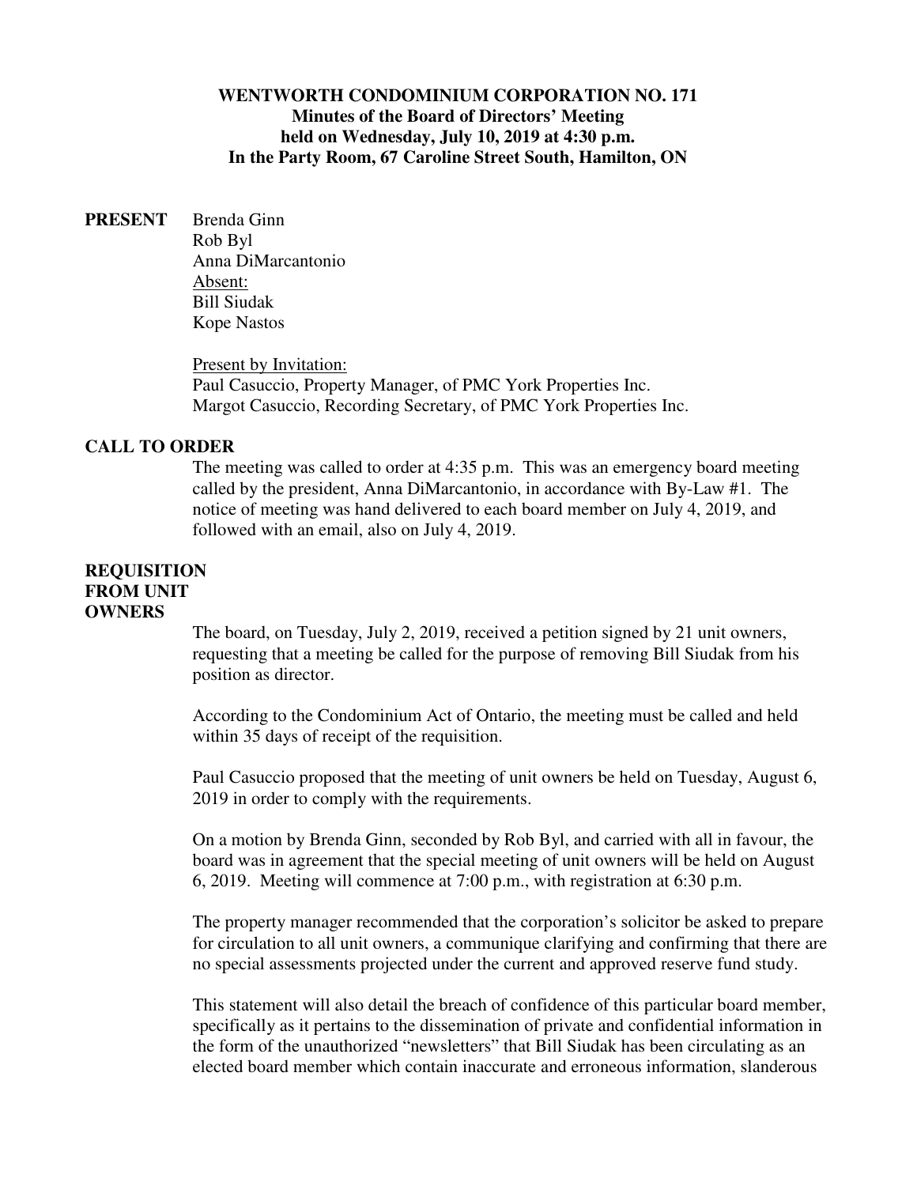**WENTWORTH CONDOMINIUM CORPORATION NO. 171**
**Minutes of the Board of Directors' Meeting**
**held on Wednesday, July 10, 2019 at 4:30 p.m.**
**In the Party Room, 67 Caroline Street South, Hamilton, ON**

**PRESENT**

Brenda Ginn
Rob Byl
Anna DiMarcantonio

Absent:
Bill Siudak
Kope Nastos

Present by Invitation:
Paul Casuccio, Property Manager, of PMC York Properties Inc.
Margot Casuccio, Recording Secretary, of PMC York Properties Inc.

**CALL TO ORDER**

The meeting was called to order at 4:35 p.m. This was an emergency board meeting called by the president, Anna DiMarcantonio, in accordance with By-Law #1. The notice of meeting was hand delivered to each board member on July 4, 2019, and followed with an email, also on July 4, 2019.

**REQUISITION FROM UNIT OWNERS**

The board, on Tuesday, July 2, 2019, received a petition signed by 21 unit owners, requesting that a meeting be called for the purpose of removing Bill Siudak from his position as director.

According to the Condominium Act of Ontario, the meeting must be called and held within 35 days of receipt of the requisition.

Paul Casuccio proposed that the meeting of unit owners be held on Tuesday, August 6, 2019 in order to comply with the requirements.

On a motion by Brenda Ginn, seconded by Rob Byl, and carried with all in favour, the board was in agreement that the special meeting of unit owners will be held on August 6, 2019. Meeting will commence at 7:00 p.m., with registration at 6:30 p.m.

The property manager recommended that the corporation's solicitor be asked to prepare for circulation to all unit owners, a communique clarifying and confirming that there are no special assessments projected under the current and approved reserve fund study.

This statement will also detail the breach of confidence of this particular board member, specifically as it pertains to the dissemination of private and confidential information in the form of the unauthorized "newsletters" that Bill Siudak has been circulating as an elected board member which contain inaccurate and erroneous information, slanderous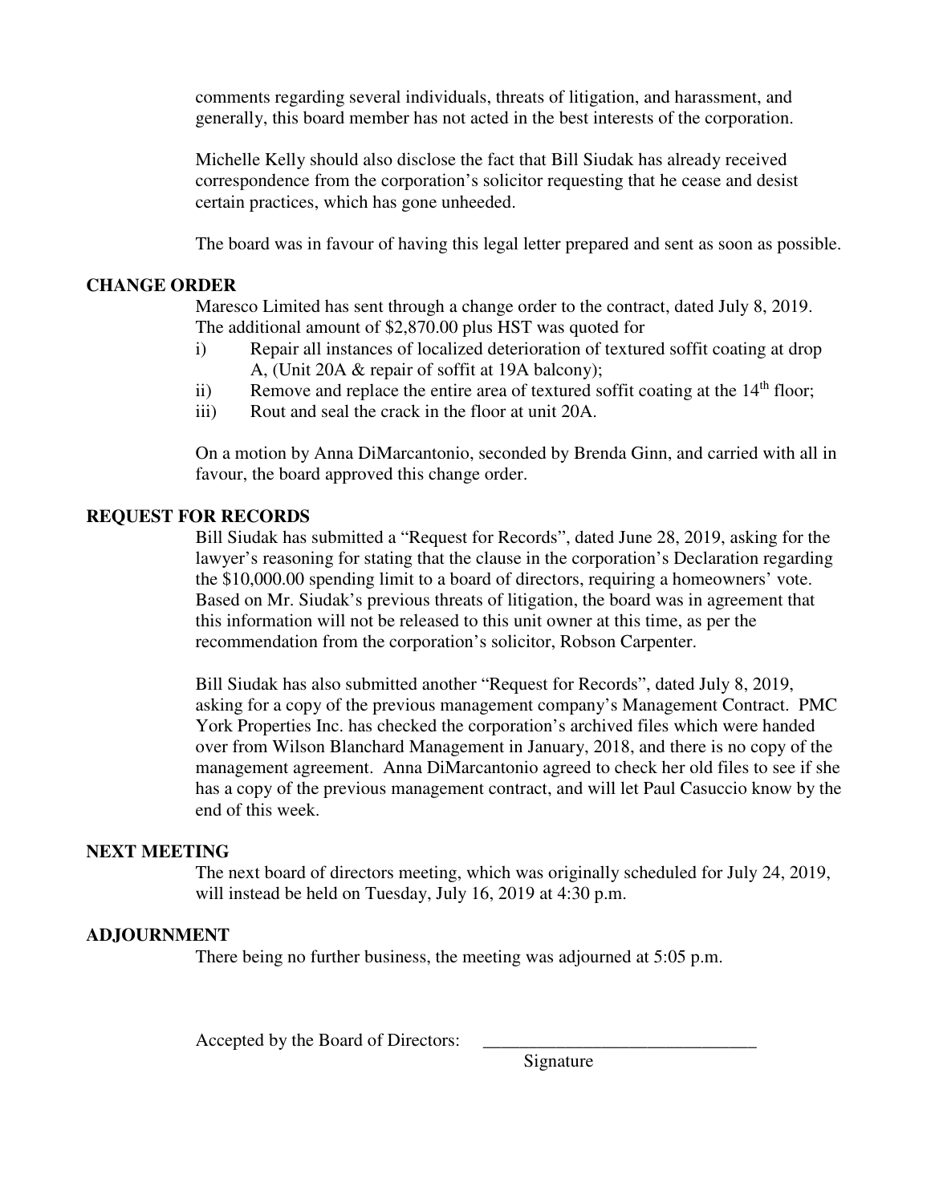comments regarding several individuals, threats of litigation, and harassment, and generally, this board member has not acted in the best interests of the corporation.

Michelle Kelly should also disclose the fact that Bill Siudak has already received correspondence from the corporation's solicitor requesting that he cease and desist certain practices, which has gone unheeded.

The board was in favour of having this legal letter prepared and sent as soon as possible.

## CHANGE ORDER

Maresco Limited has sent through a change order to the contract, dated July 8, 2019. The additional amount of $2,870.00 plus HST was quoted for

i) Repair all instances of localized deterioration of textured soffit coating at drop A, (Unit 20A & repair of soffit at 19A balcony);
ii) Remove and replace the entire area of textured soffit coating at the 14th floor;
iii) Rout and seal the crack in the floor at unit 20A.

On a motion by Anna DiMarcantonio, seconded by Brenda Ginn, and carried with all in favour, the board approved this change order.

## REQUEST FOR RECORDS

Bill Siudak has submitted a "Request for Records", dated June 28, 2019, asking for the lawyer's reasoning for stating that the clause in the corporation's Declaration regarding the $10,000.00 spending limit to a board of directors, requiring a homeowners' vote. Based on Mr. Siudak's previous threats of litigation, the board was in agreement that this information will not be released to this unit owner at this time, as per the recommendation from the corporation's solicitor, Robson Carpenter.

Bill Siudak has also submitted another "Request for Records", dated July 8, 2019, asking for a copy of the previous management company's Management Contract. PMC York Properties Inc. has checked the corporation's archived files which were handed over from Wilson Blanchard Management in January, 2018, and there is no copy of the management agreement. Anna DiMarcantonio agreed to check her old files to see if she has a copy of the previous management contract, and will let Paul Casuccio know by the end of this week.

## NEXT MEETING

The next board of directors meeting, which was originally scheduled for July 24, 2019, will instead be held on Tuesday, July 16, 2019 at 4:30 p.m.

## ADJOURNMENT

There being no further business, the meeting was adjourned at 5:05 p.m.

Accepted by the Board of Directors: ______________________________
Signature